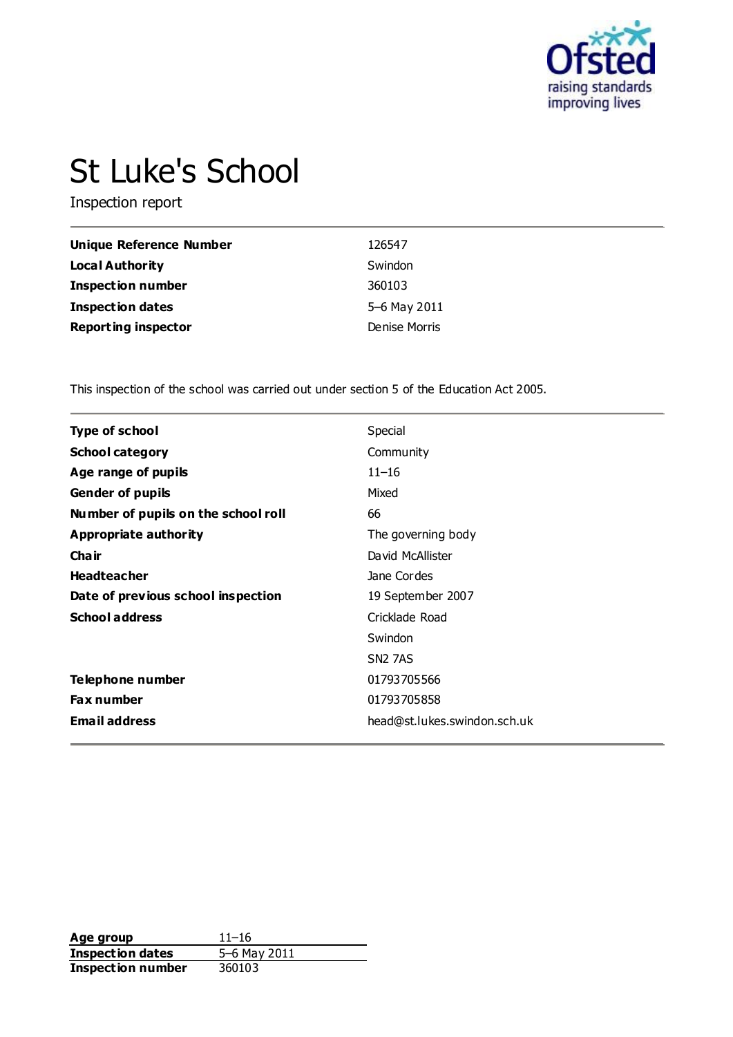# St Luke's School

Inspection report

| | |
|---|---|
| **Unique Reference Number** | 126547 |
| **Local Authority** | Swindon |
| **Inspection number** | 360103 |
| **Inspection dates** | 5–6 May 2011 |
| **Reporting inspector** | Denise Morris |

This inspection of the school was carried out under section 5 of the Education Act 2005.

| | |
|---|---|
| **Type of school** | Special |
| **School category** | Community |
| **Age range of pupils** | 11–16 |
| **Gender of pupils** | Mixed |
| **Number of pupils on the school roll** | 66 |
| **Appropriate authority** | The governing body |
| **Chair** | David McAllister |
| **Headteacher** | Jane Cordes |
| **Date of previous school inspection** | 19 September 2007 |
| **School address** | Cricklade Road |
| | Swindon |
| | SN2 7AS |
| **Telephone number** | 01793705566 |
| **Fax number** | 01793705858 |
| **Email address** | head@st.lukes.swindon.sch.uk |

| | |
|---|---|
| **Age group** | 11–16 |
| **Inspection dates** | 5–6 May 2011 |
| **Inspection number** | 360103 |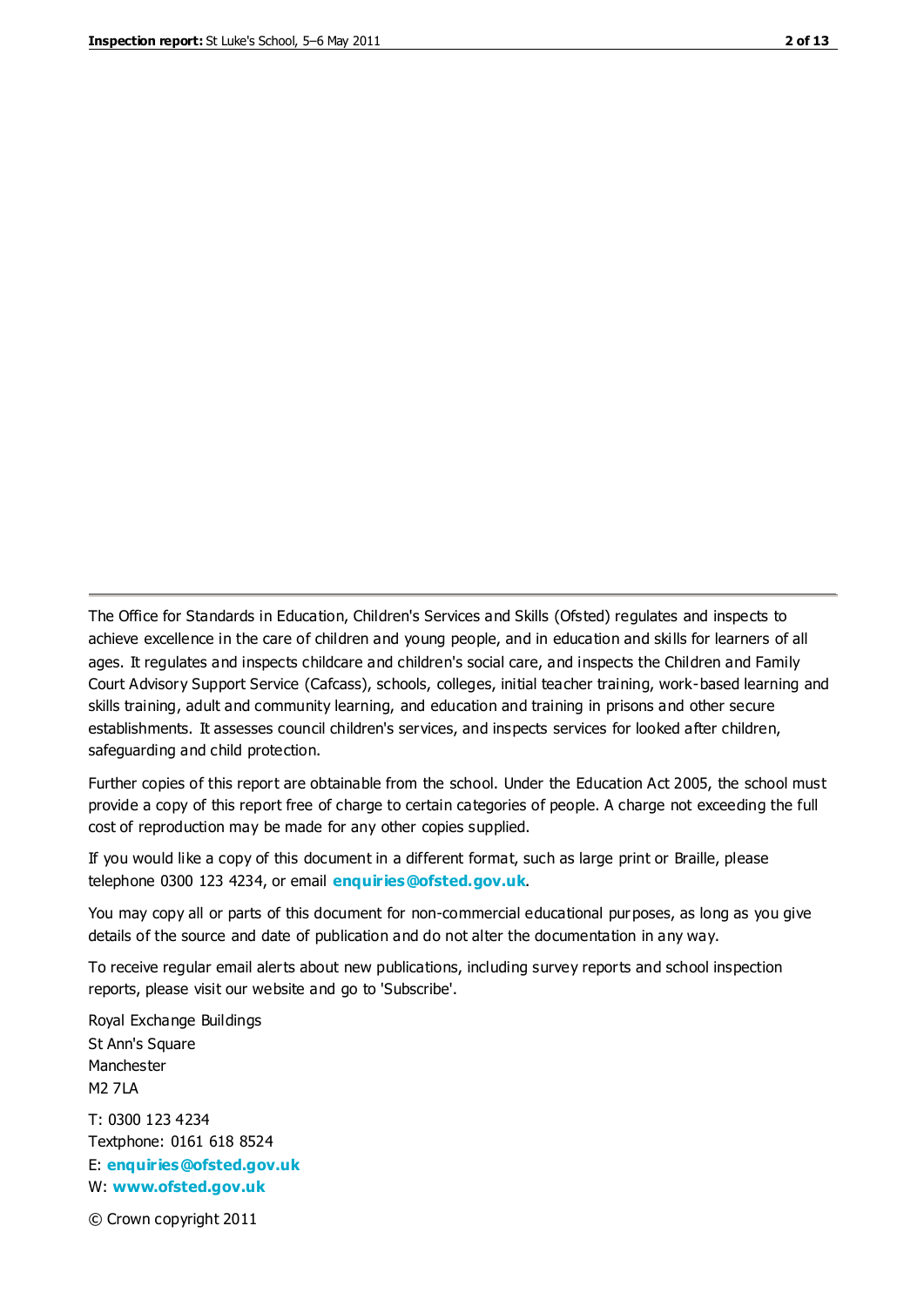The Office for Standards in Education, Children's Services and Skills (Ofsted) regulates and inspects to achieve excellence in the care of children and young people, and in education and skills for learners of all ages. It regulates and inspects childcare and children's social care, and inspects the Children and Family Court Advisory Support Service (Cafcass), schools, colleges, initial teacher training, work-based learning and skills training, adult and community learning, and education and training in prisons and other secure establishments. It assesses council children's services, and inspects services for looked after children, safeguarding and child protection.

Further copies of this report are obtainable from the school. Under the Education Act 2005, the school must provide a copy of this report free of charge to certain categories of people. A charge not exceeding the full cost of reproduction may be made for any other copies supplied.

If you would like a copy of this document in a different format, such as large print or Braille, please telephone 0300 123 4234, or email **enquiries@ofsted.gov.uk**.

You may copy all or parts of this document for non-commercial educational purposes, as long as you give details of the source and date of publication and do not alter the documentation in any way.

To receive regular email alerts about new publications, including survey reports and school inspection reports, please visit our website and go to 'Subscribe'.

Royal Exchange Buildings
St Ann's Square
Manchester
M2 7LA

T: 0300 123 4234
Textphone: 0161 618 8524
E: **enquiries@ofsted.gov.uk**
W: **www.ofsted.gov.uk**

© Crown copyright 2011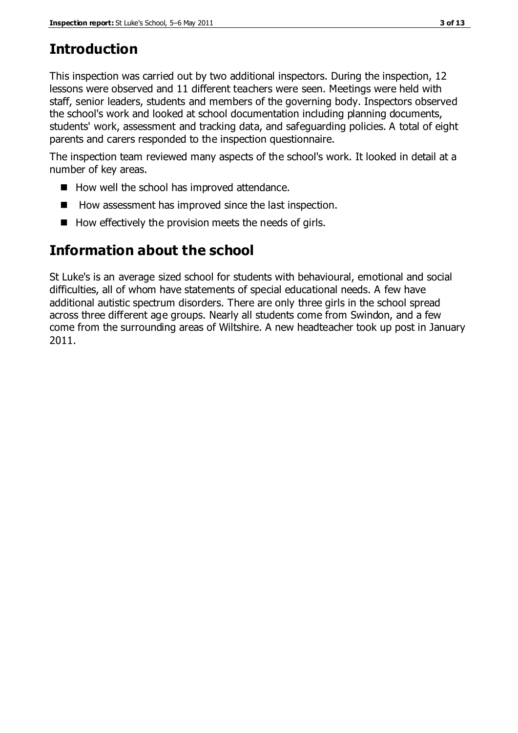## Introduction

This inspection was carried out by two additional inspectors. During the inspection, 12 lessons were observed and 11 different teachers were seen. Meetings were held with staff, senior leaders, students and members of the governing body. Inspectors observed the school's work and looked at school documentation including planning documents, students' work, assessment and tracking data, and safeguarding policies. A total of eight parents and carers responded to the inspection questionnaire.

The inspection team reviewed many aspects of the school's work. It looked in detail at a number of key areas.

- How well the school has improved attendance.
- How assessment has improved since the last inspection.
- How effectively the provision meets the needs of girls.

## Information about the school

St Luke's is an average sized school for students with behavioural, emotional and social difficulties, all of whom have statements of special educational needs. A few have additional autistic spectrum disorders. There are only three girls in the school spread across three different age groups. Nearly all students come from Swindon, and a few come from the surrounding areas of Wiltshire. A new headteacher took up post in January 2011.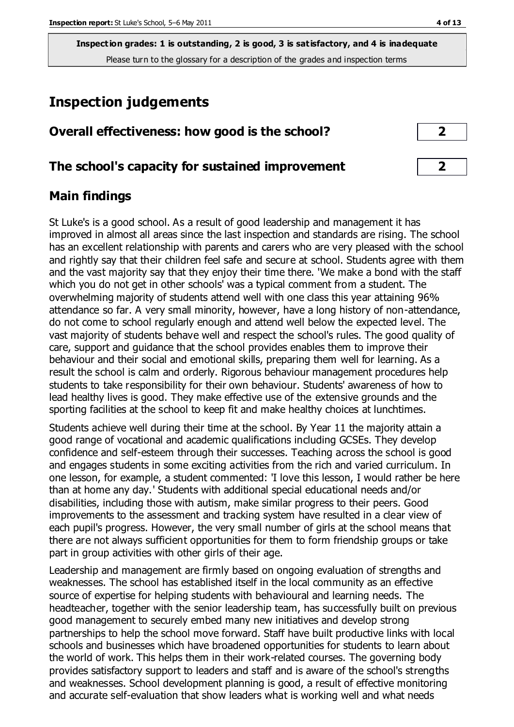**Inspection grades: 1 is outstanding, 2 is good, 3 is satisfactory, and 4 is inadequate**
Please turn to the glossary for a description of the grades and inspection terms

# Inspection judgements

| | |
|---|---|
| **Overall effectiveness: how good is the school?** | **2** |
| **The school's capacity for sustained improvement** | **2** |

## Main findings

St Luke's is a good school. As a result of good leadership and management it has improved in almost all areas since the last inspection and standards are rising. The school has an excellent relationship with parents and carers who are very pleased with the school and rightly say that their children feel safe and secure at school. Students agree with them and the vast majority say that they enjoy their time there. 'We make a bond with the staff which you do not get in other schools' was a typical comment from a student. The overwhelming majority of students attend well with one class this year attaining 96% attendance so far. A very small minority, however, have a long history of non-attendance, do not come to school regularly enough and attend well below the expected level. The vast majority of students behave well and respect the school's rules. The good quality of care, support and guidance that the school provides enables them to improve their behaviour and their social and emotional skills, preparing them well for learning. As a result the school is calm and orderly. Rigorous behaviour management procedures help students to take responsibility for their own behaviour. Students' awareness of how to lead healthy lives is good. They make effective use of the extensive grounds and the sporting facilities at the school to keep fit and make healthy choices at lunchtimes.

Students achieve well during their time at the school. By Year 11 the majority attain a good range of vocational and academic qualifications including GCSEs. They develop confidence and self-esteem through their successes. Teaching across the school is good and engages students in some exciting activities from the rich and varied curriculum. In one lesson, for example, a student commented: 'I love this lesson, I would rather be here than at home any day.' Students with additional special educational needs and/or disabilities, including those with autism, make similar progress to their peers. Good improvements to the assessment and tracking system have resulted in a clear view of each pupil's progress. However, the very small number of girls at the school means that there are not always sufficient opportunities for them to form friendship groups or take part in group activities with other girls of their age.

Leadership and management are firmly based on ongoing evaluation of strengths and weaknesses. The school has established itself in the local community as an effective source of expertise for helping students with behavioural and learning needs. The headteacher, together with the senior leadership team, has successfully built on previous good management to securely embed many new initiatives and develop strong partnerships to help the school move forward. Staff have built productive links with local schools and businesses which have broadened opportunities for students to learn about the world of work. This helps them in their work-related courses. The governing body provides satisfactory support to leaders and staff and is aware of the school's strengths and weaknesses. School development planning is good, a result of effective monitoring and accurate self-evaluation that show leaders what is working well and what needs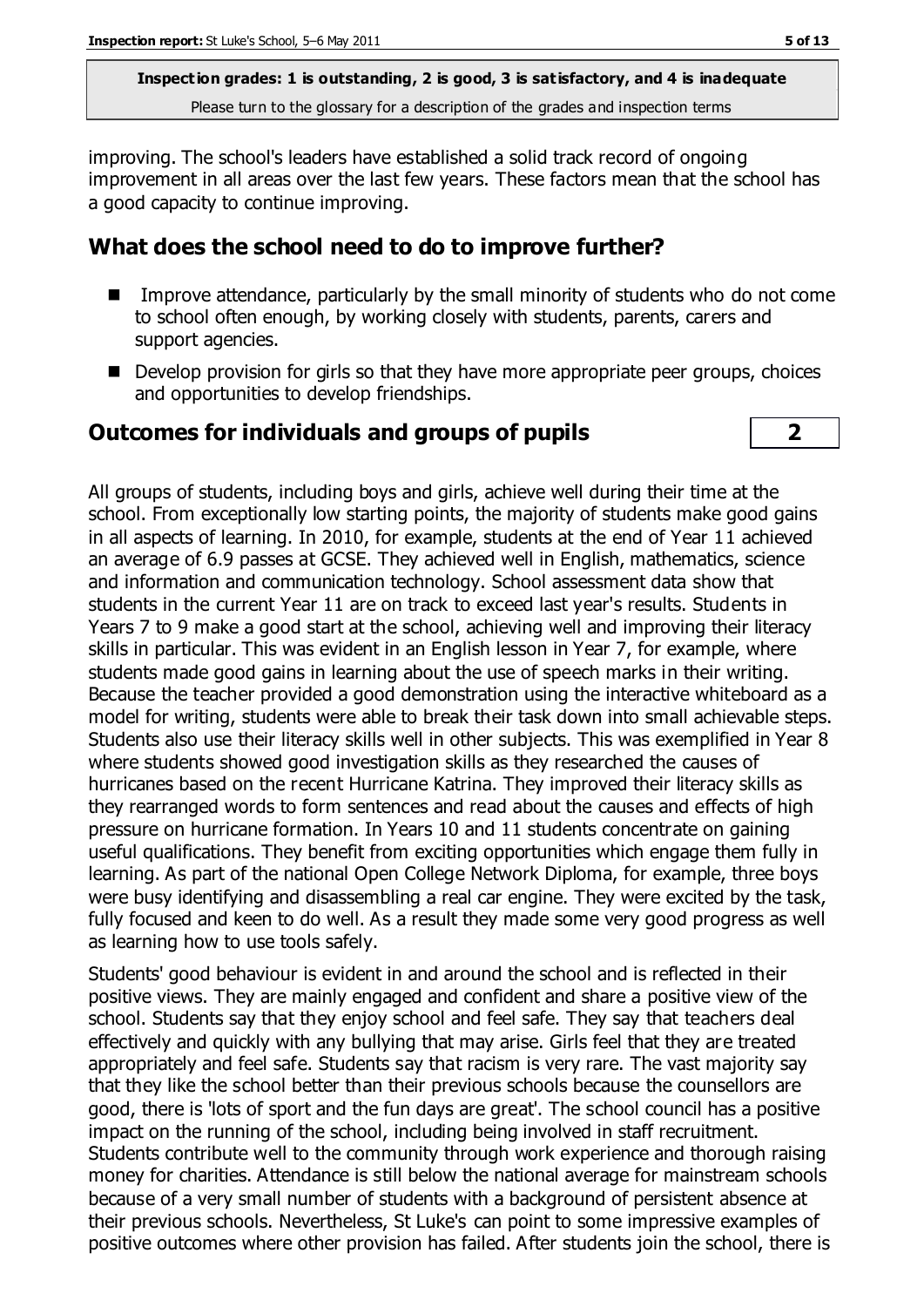improving. The school's leaders have established a solid track record of ongoing improvement in all areas over the last few years. These factors mean that the school has a good capacity to continue improving.

## What does the school need to do to improve further?

- Improve attendance, particularly by the small minority of students who do not come to school often enough, by working closely with students, parents, carers and support agencies.
- Develop provision for girls so that they have more appropriate peer groups, choices and opportunities to develop friendships.

## Outcomes for individuals and groups of pupils — 2

All groups of students, including boys and girls, achieve well during their time at the school. From exceptionally low starting points, the majority of students make good gains in all aspects of learning. In 2010, for example, students at the end of Year 11 achieved an average of 6.9 passes at GCSE. They achieved well in English, mathematics, science and information and communication technology. School assessment data show that students in the current Year 11 are on track to exceed last year's results. Students in Years 7 to 9 make a good start at the school, achieving well and improving their literacy skills in particular. This was evident in an English lesson in Year 7, for example, where students made good gains in learning about the use of speech marks in their writing. Because the teacher provided a good demonstration using the interactive whiteboard as a model for writing, students were able to break their task down into small achievable steps. Students also use their literacy skills well in other subjects. This was exemplified in Year 8 where students showed good investigation skills as they researched the causes of hurricanes based on the recent Hurricane Katrina. They improved their literacy skills as they rearranged words to form sentences and read about the causes and effects of high pressure on hurricane formation. In Years 10 and 11 students concentrate on gaining useful qualifications. They benefit from exciting opportunities which engage them fully in learning. As part of the national Open College Network Diploma, for example, three boys were busy identifying and disassembling a real car engine. They were excited by the task, fully focused and keen to do well. As a result they made some very good progress as well as learning how to use tools safely.

Students' good behaviour is evident in and around the school and is reflected in their positive views. They are mainly engaged and confident and share a positive view of the school. Students say that they enjoy school and feel safe. They say that teachers deal effectively and quickly with any bullying that may arise. Girls feel that they are treated appropriately and feel safe. Students say that racism is very rare. The vast majority say that they like the school better than their previous schools because the counsellors are good, there is 'lots of sport and the fun days are great'. The school council has a positive impact on the running of the school, including being involved in staff recruitment. Students contribute well to the community through work experience and thorough raising money for charities. Attendance is still below the national average for mainstream schools because of a very small number of students with a background of persistent absence at their previous schools. Nevertheless, St Luke's can point to some impressive examples of positive outcomes where other provision has failed. After students join the school, there is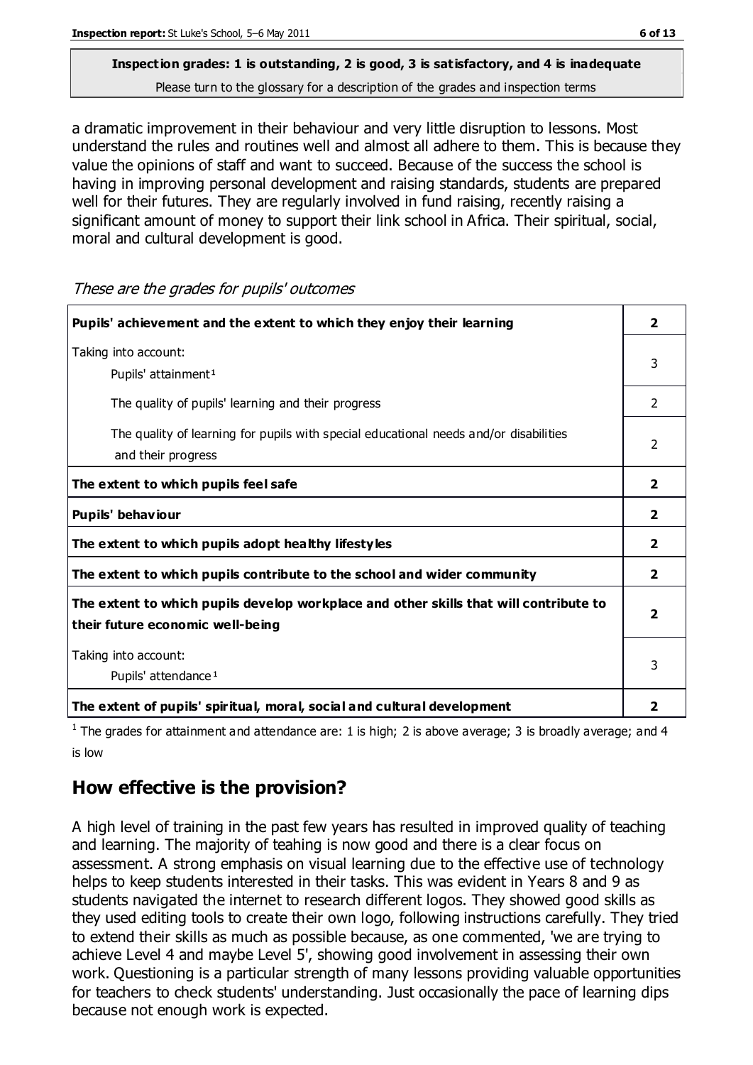**Inspection grades: 1 is outstanding, 2 is good, 3 is satisfactory, and 4 is inadequate**
Please turn to the glossary for a description of the grades and inspection terms

a dramatic improvement in their behaviour and very little disruption to lessons. Most understand the rules and routines well and almost all adhere to them. This is because they value the opinions of staff and want to succeed. Because of the success the school is having in improving personal development and raising standards, students are prepared well for their futures. They are regularly involved in fund raising, recently raising a significant amount of money to support their link school in Africa. Their spiritual, social, moral and cultural development is good.

*These are the grades for pupils' outcomes*

| | |
|---|---|
| **Pupils' achievement and the extent to which they enjoy their learning** | **2** |
| Taking into account: Pupils' attainment[1] | 3 |
| The quality of pupils' learning and their progress | 2 |
| The quality of learning for pupils with special educational needs and/or disabilities and their progress | 2 |
| **The extent to which pupils feel safe** | **2** |
| **Pupils' behaviour** | **2** |
| **The extent to which pupils adopt healthy lifestyles** | **2** |
| **The extent to which pupils contribute to the school and wider community** | **2** |
| **The extent to which pupils develop workplace and other skills that will contribute to their future economic well-being** | **2** |
| Taking into account: Pupils' attendance[1] | 3 |
| **The extent of pupils' spiritual, moral, social and cultural development** | **2** |

[1] The grades for attainment and attendance are: 1 is high; 2 is above average; 3 is broadly average; and 4 is low

## How effective is the provision?

A high level of training in the past few years has resulted in improved quality of teaching and learning. The majority of teahing is now good and there is a clear focus on assessment. A strong emphasis on visual learning due to the effective use of technology helps to keep students interested in their tasks. This was evident in Years 8 and 9 as students navigated the internet to research different logos. They showed good skills as they used editing tools to create their own logo, following instructions carefully. They tried to extend their skills as much as possible because, as one commented, 'we are trying to achieve Level 4 and maybe Level 5', showing good involvement in assessing their own work. Questioning is a particular strength of many lessons providing valuable opportunities for teachers to check students' understanding. Just occasionally the pace of learning dips because not enough work is expected.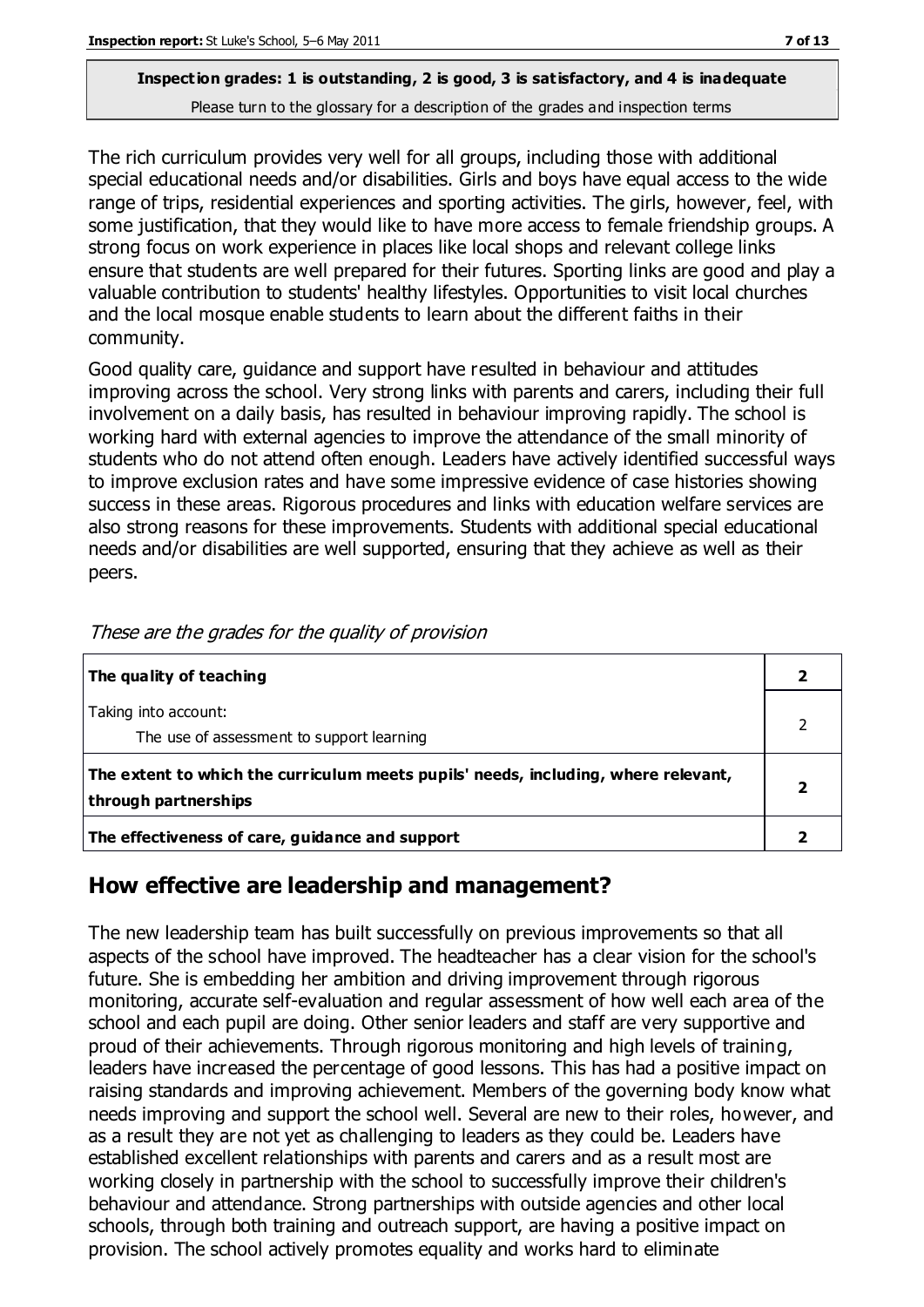**Inspection grades: 1 is outstanding, 2 is good, 3 is satisfactory, and 4 is inadequate**
Please turn to the glossary for a description of the grades and inspection terms

The rich curriculum provides very well for all groups, including those with additional special educational needs and/or disabilities. Girls and boys have equal access to the wide range of trips, residential experiences and sporting activities. The girls, however, feel, with some justification, that they would like to have more access to female friendship groups. A strong focus on work experience in places like local shops and relevant college links ensure that students are well prepared for their futures. Sporting links are good and play a valuable contribution to students' healthy lifestyles. Opportunities to visit local churches and the local mosque enable students to learn about the different faiths in their community.

Good quality care, guidance and support have resulted in behaviour and attitudes improving across the school. Very strong links with parents and carers, including their full involvement on a daily basis, has resulted in behaviour improving rapidly. The school is working hard with external agencies to improve the attendance of the small minority of students who do not attend often enough. Leaders have actively identified successful ways to improve exclusion rates and have some impressive evidence of case histories showing success in these areas. Rigorous procedures and links with education welfare services are also strong reasons for these improvements. Students with additional special educational needs and/or disabilities are well supported, ensuring that they achieve as well as their peers.

*These are the grades for the quality of provision*

| | |
|---|---|
| **The quality of teaching** | **2** |
| Taking into account:<br>The use of assessment to support learning | 2 |
| **The extent to which the curriculum meets pupils' needs, including, where relevant, through partnerships** | **2** |
| **The effectiveness of care, guidance and support** | **2** |

## How effective are leadership and management?

The new leadership team has built successfully on previous improvements so that all aspects of the school have improved. The headteacher has a clear vision for the school's future. She is embedding her ambition and driving improvement through rigorous monitoring, accurate self-evaluation and regular assessment of how well each area of the school and each pupil are doing. Other senior leaders and staff are very supportive and proud of their achievements. Through rigorous monitoring and high levels of training, leaders have increased the percentage of good lessons. This has had a positive impact on raising standards and improving achievement. Members of the governing body know what needs improving and support the school well. Several are new to their roles, however, and as a result they are not yet as challenging to leaders as they could be. Leaders have established excellent relationships with parents and carers and as a result most are working closely in partnership with the school to successfully improve their children's behaviour and attendance. Strong partnerships with outside agencies and other local schools, through both training and outreach support, are having a positive impact on provision. The school actively promotes equality and works hard to eliminate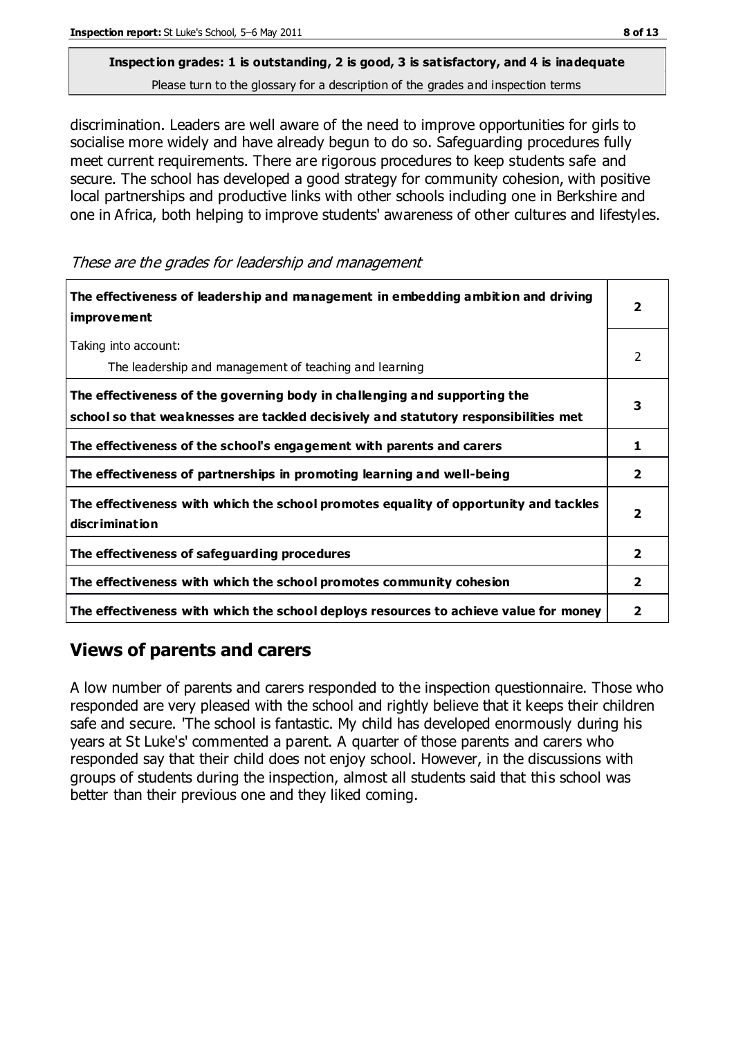**Inspection grades: 1 is outstanding, 2 is good, 3 is satisfactory, and 4 is inadequate**
Please turn to the glossary for a description of the grades and inspection terms

discrimination. Leaders are well aware of the need to improve opportunities for girls to socialise more widely and have already begun to do so. Safeguarding procedures fully meet current requirements. There are rigorous procedures to keep students safe and secure. The school has developed a good strategy for community cohesion, with positive local partnerships and productive links with other schools including one in Berkshire and one in Africa, both helping to improve students' awareness of other cultures and lifestyles.

*These are the grades for leadership and management*

| | |
|---|---|
| **The effectiveness of leadership and management in embedding ambition and driving improvement** | **2** |
| Taking into account: The leadership and management of teaching and learning | 2 |
| **The effectiveness of the governing body in challenging and supporting the school so that weaknesses are tackled decisively and statutory responsibilities met** | **3** |
| **The effectiveness of the school's engagement with parents and carers** | **1** |
| **The effectiveness of partnerships in promoting learning and well-being** | **2** |
| **The effectiveness with which the school promotes equality of opportunity and tackles discrimination** | **2** |
| **The effectiveness of safeguarding procedures** | **2** |
| **The effectiveness with which the school promotes community cohesion** | **2** |
| **The effectiveness with which the school deploys resources to achieve value for money** | **2** |

## Views of parents and carers

A low number of parents and carers responded to the inspection questionnaire. Those who responded are very pleased with the school and rightly believe that it keeps their children safe and secure. 'The school is fantastic. My child has developed enormously during his years at St Luke's' commented a parent. A quarter of those parents and carers who responded say that their child does not enjoy school. However, in the discussions with groups of students during the inspection, almost all students said that this school was better than their previous one and they liked coming.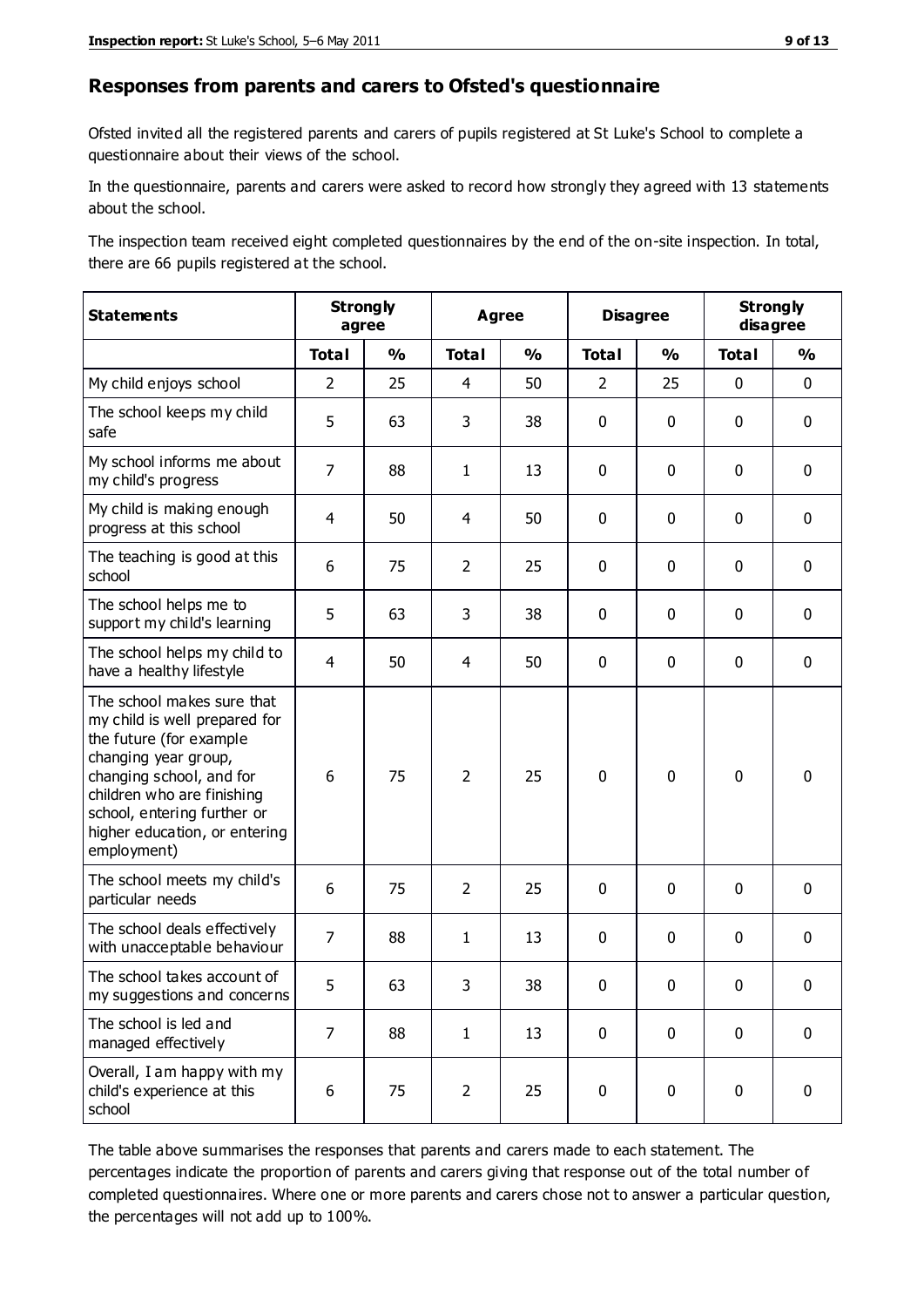## Responses from parents and carers to Ofsted's questionnaire

Ofsted invited all the registered parents and carers of pupils registered at St Luke's School to complete a questionnaire about their views of the school.

In the questionnaire, parents and carers were asked to record how strongly they agreed with 13 statements about the school.

The inspection team received eight completed questionnaires by the end of the on-site inspection. In total, there are 66 pupils registered at the school.

| Statements | Strongly agree | | Agree | | Disagree | | Strongly disagree | |
|---|---|---|---|---|---|---|---|---|
| | Total | % | Total | % | Total | % | Total | % |
| My child enjoys school | 2 | 25 | 4 | 50 | 2 | 25 | 0 | 0 |
| The school keeps my child safe | 5 | 63 | 3 | 38 | 0 | 0 | 0 | 0 |
| My school informs me about my child's progress | 7 | 88 | 1 | 13 | 0 | 0 | 0 | 0 |
| My child is making enough progress at this school | 4 | 50 | 4 | 50 | 0 | 0 | 0 | 0 |
| The teaching is good at this school | 6 | 75 | 2 | 25 | 0 | 0 | 0 | 0 |
| The school helps me to support my child's learning | 5 | 63 | 3 | 38 | 0 | 0 | 0 | 0 |
| The school helps my child to have a healthy lifestyle | 4 | 50 | 4 | 50 | 0 | 0 | 0 | 0 |
| The school makes sure that my child is well prepared for the future (for example changing year group, changing school, and for children who are finishing school, entering further or higher education, or entering employment) | 6 | 75 | 2 | 25 | 0 | 0 | 0 | 0 |
| The school meets my child's particular needs | 6 | 75 | 2 | 25 | 0 | 0 | 0 | 0 |
| The school deals effectively with unacceptable behaviour | 7 | 88 | 1 | 13 | 0 | 0 | 0 | 0 |
| The school takes account of my suggestions and concerns | 5 | 63 | 3 | 38 | 0 | 0 | 0 | 0 |
| The school is led and managed effectively | 7 | 88 | 1 | 13 | 0 | 0 | 0 | 0 |
| Overall, I am happy with my child's experience at this school | 6 | 75 | 2 | 25 | 0 | 0 | 0 | 0 |

The table above summarises the responses that parents and carers made to each statement. The percentages indicate the proportion of parents and carers giving that response out of the total number of completed questionnaires. Where one or more parents and carers chose not to answer a particular question, the percentages will not add up to 100%.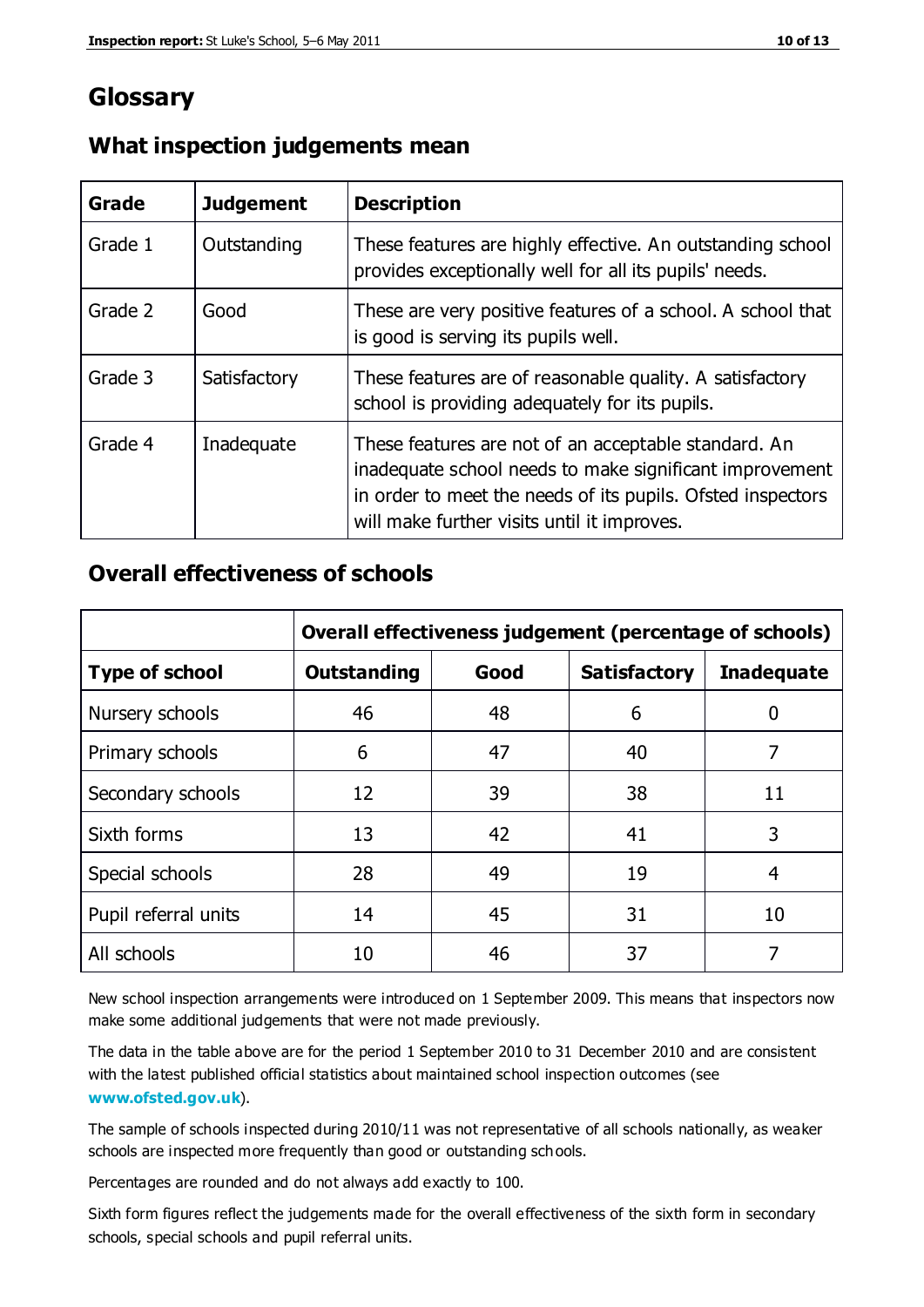# Glossary

## What inspection judgements mean

| Grade | Judgement | Description |
|---|---|---|
| Grade 1 | Outstanding | These features are highly effective. An outstanding school provides exceptionally well for all its pupils' needs. |
| Grade 2 | Good | These are very positive features of a school. A school that is good is serving its pupils well. |
| Grade 3 | Satisfactory | These features are of reasonable quality. A satisfactory school is providing adequately for its pupils. |
| Grade 4 | Inadequate | These features are not of an acceptable standard. An inadequate school needs to make significant improvement in order to meet the needs of its pupils. Ofsted inspectors will make further visits until it improves. |

## Overall effectiveness of schools

| | Overall effectiveness judgement (percentage of schools) | | | |
|---|---|---|---|---|
| **Type of school** | **Outstanding** | **Good** | **Satisfactory** | **Inadequate** |
| Nursery schools | 46 | 48 | 6 | 0 |
| Primary schools | 6 | 47 | 40 | 7 |
| Secondary schools | 12 | 39 | 38 | 11 |
| Sixth forms | 13 | 42 | 41 | 3 |
| Special schools | 28 | 49 | 19 | 4 |
| Pupil referral units | 14 | 45 | 31 | 10 |
| All schools | 10 | 46 | 37 | 7 |

New school inspection arrangements were introduced on 1 September 2009. This means that inspectors now make some additional judgements that were not made previously.

The data in the table above are for the period 1 September 2010 to 31 December 2010 and are consistent with the latest published official statistics about maintained school inspection outcomes (see **www.ofsted.gov.uk**).

The sample of schools inspected during 2010/11 was not representative of all schools nationally, as weaker schools are inspected more frequently than good or outstanding schools.

Percentages are rounded and do not always add exactly to 100.

Sixth form figures reflect the judgements made for the overall effectiveness of the sixth form in secondary schools, special schools and pupil referral units.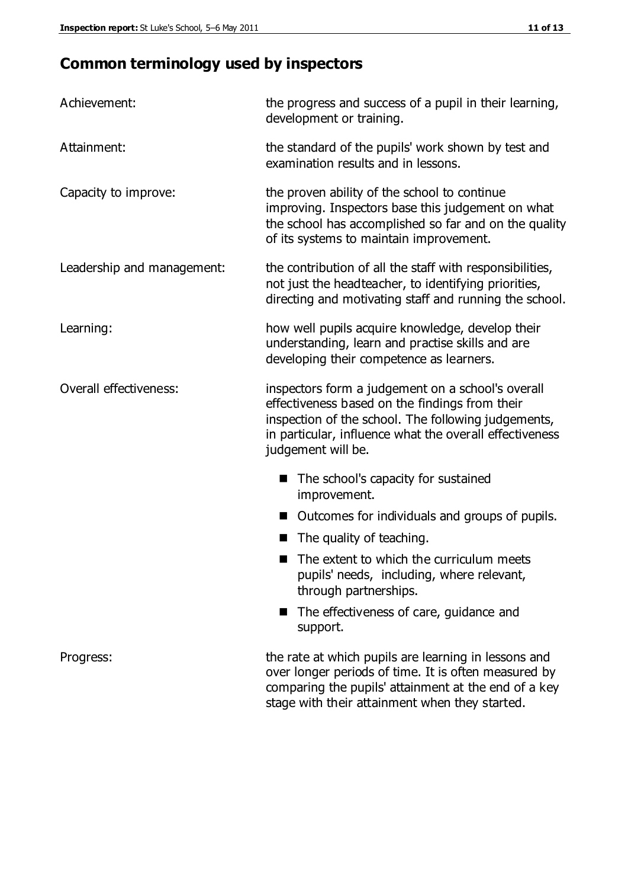## Common terminology used by inspectors

| | |
|---|---|
| Achievement: | the progress and success of a pupil in their learning, development or training. |
| Attainment: | the standard of the pupils' work shown by test and examination results and in lessons. |
| Capacity to improve: | the proven ability of the school to continue improving. Inspectors base this judgement on what the school has accomplished so far and on the quality of its systems to maintain improvement. |
| Leadership and management: | the contribution of all the staff with responsibilities, not just the headteacher, to identifying priorities, directing and motivating staff and running the school. |
| Learning: | how well pupils acquire knowledge, develop their understanding, learn and practise skills and are developing their competence as learners. |
| Overall effectiveness: | inspectors form a judgement on a school's overall effectiveness based on the findings from their inspection of the school. The following judgements, in particular, influence what the overall effectiveness judgement will be. <br>■ The school's capacity for sustained improvement. <br>■ Outcomes for individuals and groups of pupils. <br>■ The quality of teaching. <br>■ The extent to which the curriculum meets pupils' needs, including, where relevant, through partnerships. <br>■ The effectiveness of care, guidance and support. |
| Progress: | the rate at which pupils are learning in lessons and over longer periods of time. It is often measured by comparing the pupils' attainment at the end of a key stage with their attainment when they started. |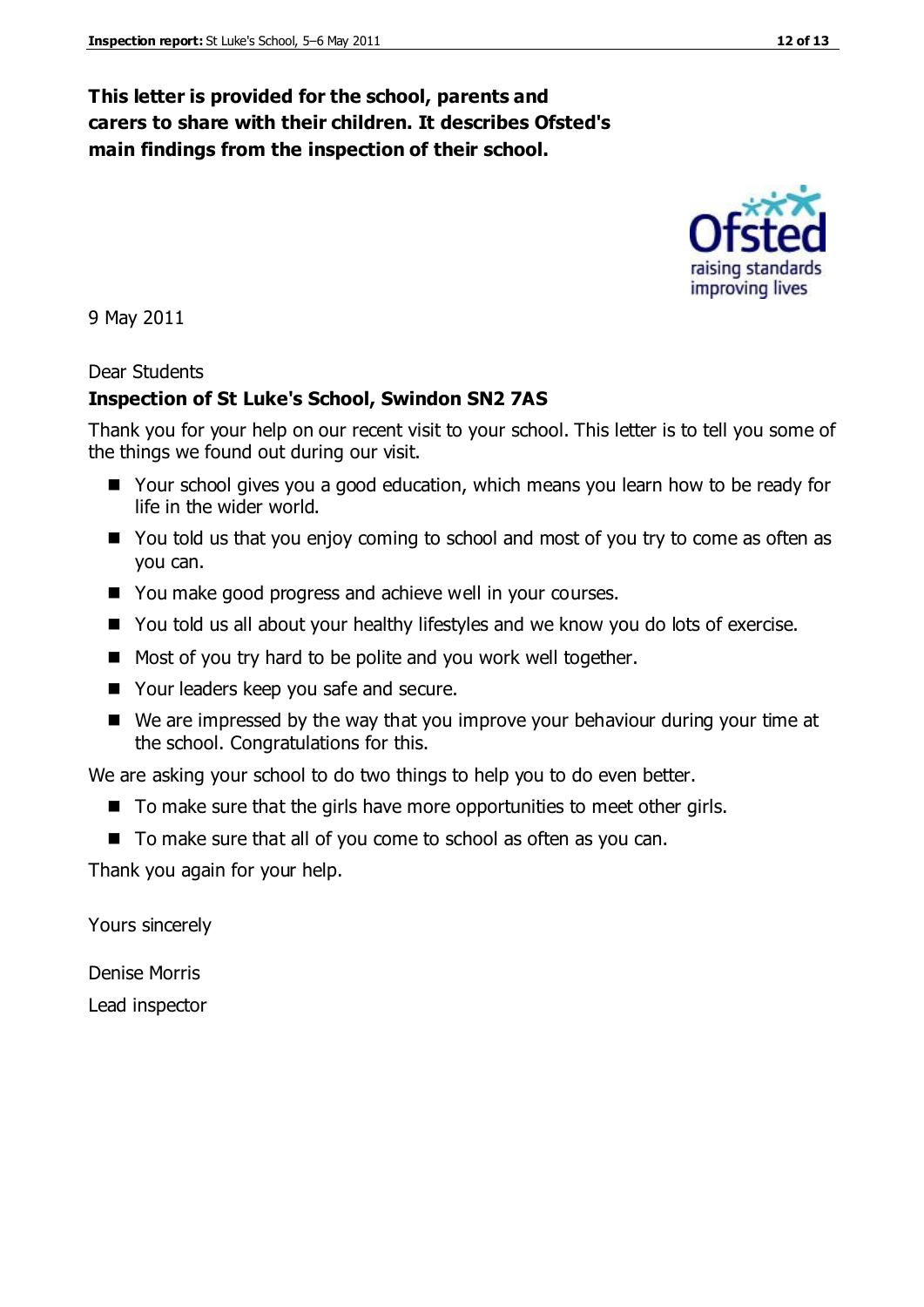**This letter is provided for the school, parents and carers to share with their children. It describes Ofsted's main findings from the inspection of their school.**

9 May 2011

Dear Students

**Inspection of St Luke's School, Swindon SN2 7AS**

Thank you for your help on our recent visit to your school. This letter is to tell you some of the things we found out during our visit.

- Your school gives you a good education, which means you learn how to be ready for life in the wider world.
- You told us that you enjoy coming to school and most of you try to come as often as you can.
- You make good progress and achieve well in your courses.
- You told us all about your healthy lifestyles and we know you do lots of exercise.
- Most of you try hard to be polite and you work well together.
- Your leaders keep you safe and secure.
- We are impressed by the way that you improve your behaviour during your time at the school. Congratulations for this.

We are asking your school to do two things to help you to do even better.

- To make sure that the girls have more opportunities to meet other girls.
- To make sure that all of you come to school as often as you can.

Thank you again for your help.

Yours sincerely

Denise Morris

Lead inspector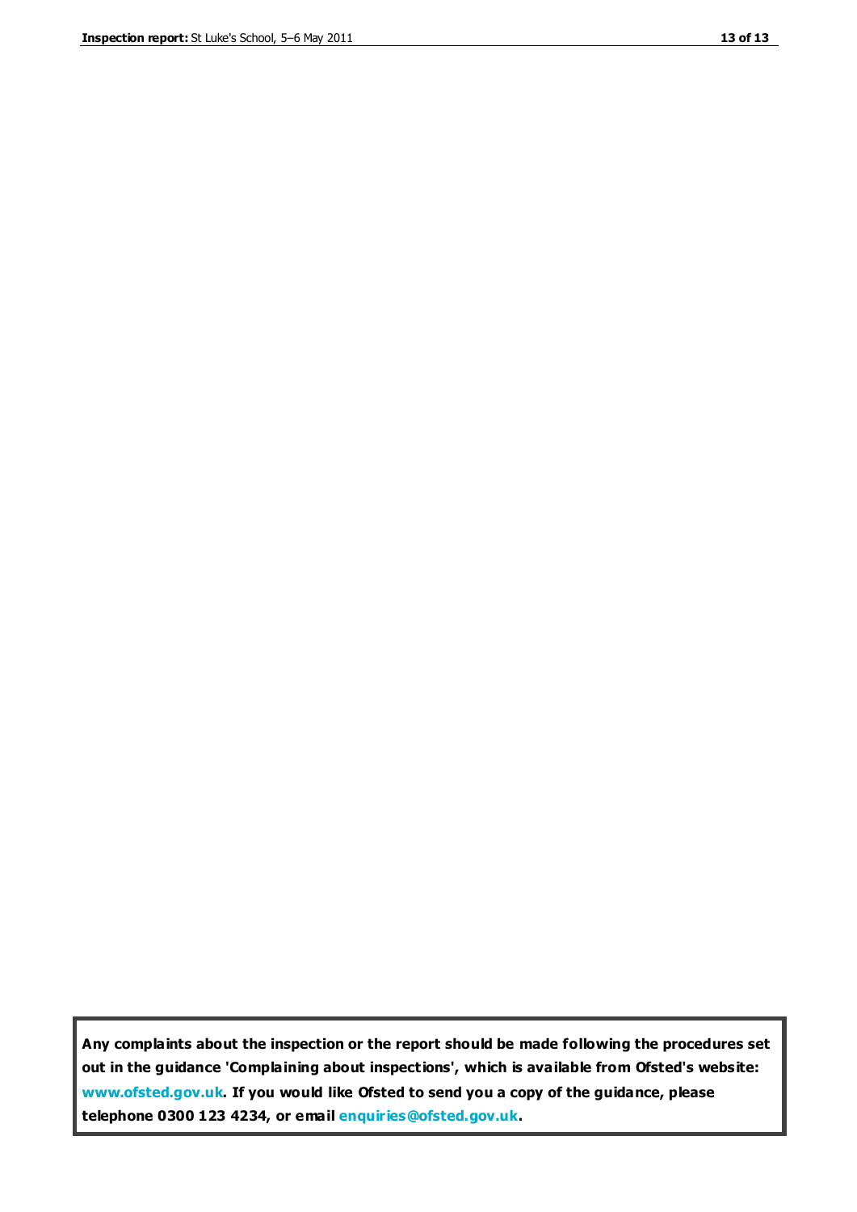**Any complaints about the inspection or the report should be made following the procedures set out in the guidance 'Complaining about inspections', which is available from Ofsted's website: www.ofsted.gov.uk. If you would like Ofsted to send you a copy of the guidance, please telephone 0300 123 4234, or email enquiries@ofsted.gov.uk.**